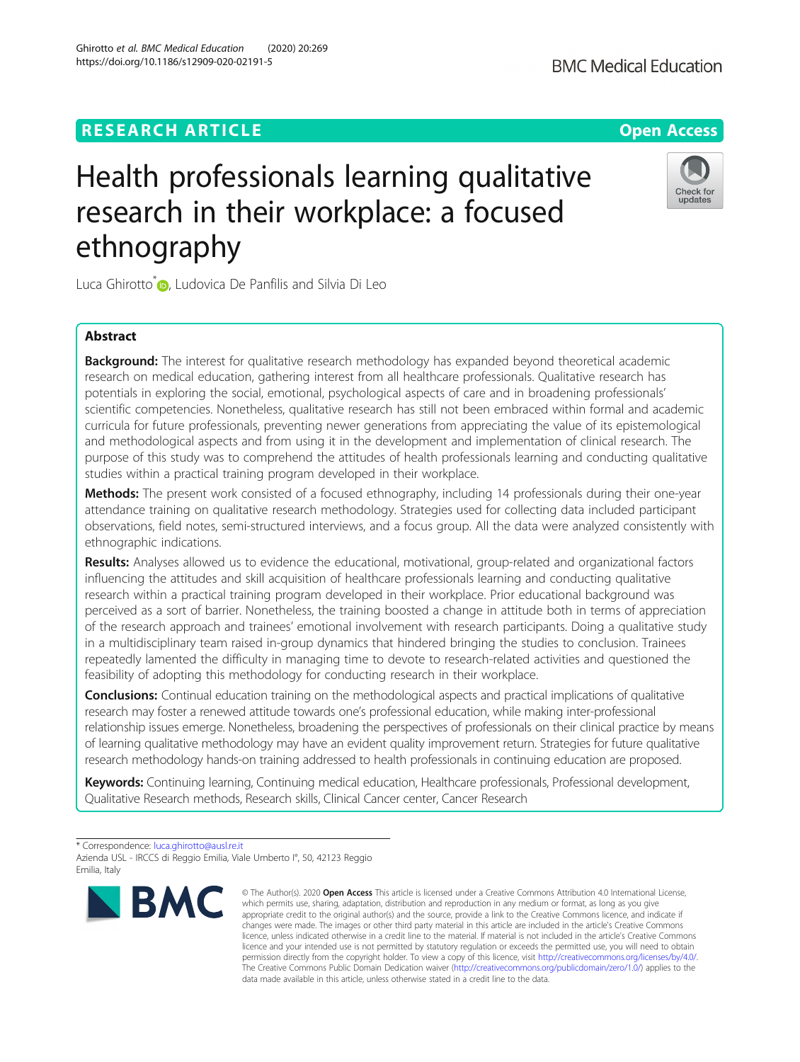RESEARCH ARTICLE

Open Access

# Health professionals learning qualitative research in their workplace: a focused ethnography

Luca Ghirotto*, Ludovica De Panfilis and Silvia Di Leo

## Abstract

**Background:** The interest for qualitative research methodology has expanded beyond theoretical academic research on medical education, gathering interest from all healthcare professionals. Qualitative research has potentials in exploring the social, emotional, psychological aspects of care and in broadening professionals' scientific competencies. Nonetheless, qualitative research has still not been embraced within formal and academic curricula for future professionals, preventing newer generations from appreciating the value of its epistemological and methodological aspects and from using it in the development and implementation of clinical research. The purpose of this study was to comprehend the attitudes of health professionals learning and conducting qualitative studies within a practical training program developed in their workplace.

**Methods:** The present work consisted of a focused ethnography, including 14 professionals during their one-year attendance training on qualitative research methodology. Strategies used for collecting data included participant observations, field notes, semi-structured interviews, and a focus group. All the data were analyzed consistently with ethnographic indications.

**Results:** Analyses allowed us to evidence the educational, motivational, group-related and organizational factors influencing the attitudes and skill acquisition of healthcare professionals learning and conducting qualitative research within a practical training program developed in their workplace. Prior educational background was perceived as a sort of barrier. Nonetheless, the training boosted a change in attitude both in terms of appreciation of the research approach and trainees' emotional involvement with research participants. Doing a qualitative study in a multidisciplinary team raised in-group dynamics that hindered bringing the studies to conclusion. Trainees repeatedly lamented the difficulty in managing time to devote to research-related activities and questioned the feasibility of adopting this methodology for conducting research in their workplace.

**Conclusions:** Continual education training on the methodological aspects and practical implications of qualitative research may foster a renewed attitude towards one's professional education, while making inter-professional relationship issues emerge. Nonetheless, broadening the perspectives of professionals on their clinical practice by means of learning qualitative methodology may have an evident quality improvement return. Strategies for future qualitative research methodology hands-on training addressed to health professionals in continuing education are proposed.

**Keywords:** Continuing learning, Continuing medical education, Healthcare professionals, Professional development, Qualitative Research methods, Research skills, Clinical Cancer center, Cancer Research

---

* Correspondence: luca.ghirotto@ausl.re.it
Azienda USL - IRCCS di Reggio Emilia, Viale Umberto I°, 50, 42123 Reggio Emilia, Italy

© The Author(s). 2020 **Open Access** This article is licensed under a Creative Commons Attribution 4.0 International License, which permits use, sharing, adaptation, distribution and reproduction in any medium or format, as long as you give appropriate credit to the original author(s) and the source, provide a link to the Creative Commons licence, and indicate if changes were made. The images or other third party material in this article are included in the article's Creative Commons licence, unless indicated otherwise in a credit line to the material. If material is not included in the article's Creative Commons licence and your intended use is not permitted by statutory regulation or exceeds the permitted use, you will need to obtain permission directly from the copyright holder. To view a copy of this licence, visit http://creativecommons.org/licenses/by/4.0/. The Creative Commons Public Domain Dedication waiver (http://creativecommons.org/publicdomain/zero/1.0/) applies to the data made available in this article, unless otherwise stated in a credit line to the data.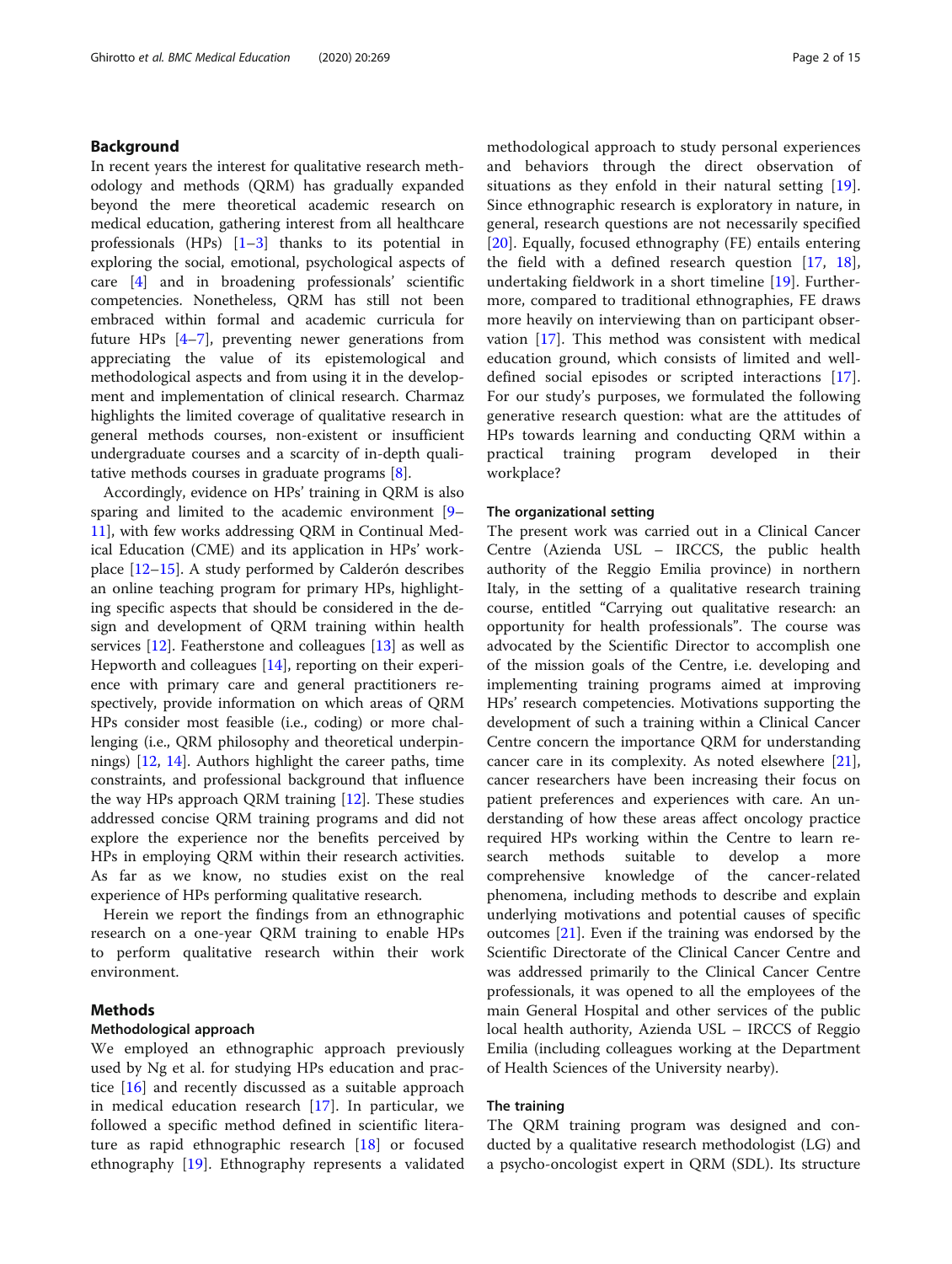## Background

In recent years the interest for qualitative research methodology and methods (QRM) has gradually expanded beyond the mere theoretical academic research on medical education, gathering interest from all healthcare professionals (HPs) [1–3] thanks to its potential in exploring the social, emotional, psychological aspects of care [4] and in broadening professionals' scientific competencies. Nonetheless, QRM has still not been embraced within formal and academic curricula for future HPs [4–7], preventing newer generations from appreciating the value of its epistemological and methodological aspects and from using it in the development and implementation of clinical research. Charmaz highlights the limited coverage of qualitative research in general methods courses, non-existent or insufficient undergraduate courses and a scarcity of in-depth qualitative methods courses in graduate programs [8].

Accordingly, evidence on HPs' training in QRM is also sparing and limited to the academic environment [9–11], with few works addressing QRM in Continual Medical Education (CME) and its application in HPs' workplace [12–15]. A study performed by Calderón describes an online teaching program for primary HPs, highlighting specific aspects that should be considered in the design and development of QRM training within health services [12]. Featherstone and colleagues [13] as well as Hepworth and colleagues [14], reporting on their experience with primary care and general practitioners respectively, provide information on which areas of QRM HPs consider most feasible (i.e., coding) or more challenging (i.e., QRM philosophy and theoretical underpinnings) [12, 14]. Authors highlight the career paths, time constraints, and professional background that influence the way HPs approach QRM training [12]. These studies addressed concise QRM training programs and did not explore the experience nor the benefits perceived by HPs in employing QRM within their research activities. As far as we know, no studies exist on the real experience of HPs performing qualitative research.

Herein we report the findings from an ethnographic research on a one-year QRM training to enable HPs to perform qualitative research within their work environment.

## Methods

### Methodological approach

We employed an ethnographic approach previously used by Ng et al. for studying HPs education and practice [16] and recently discussed as a suitable approach in medical education research [17]. In particular, we followed a specific method defined in scientific literature as rapid ethnographic research [18] or focused ethnography [19]. Ethnography represents a validated methodological approach to study personal experiences and behaviors through the direct observation of situations as they enfold in their natural setting [19]. Since ethnographic research is exploratory in nature, in general, research questions are not necessarily specified [20]. Equally, focused ethnography (FE) entails entering the field with a defined research question [17, 18], undertaking fieldwork in a short timeline [19]. Furthermore, compared to traditional ethnographies, FE draws more heavily on interviewing than on participant observation [17]. This method was consistent with medical education ground, which consists of limited and well-defined social episodes or scripted interactions [17]. For our study's purposes, we formulated the following generative research question: what are the attitudes of HPs towards learning and conducting QRM within a practical training program developed in their workplace?

### The organizational setting

The present work was carried out in a Clinical Cancer Centre (Azienda USL – IRCCS, the public health authority of the Reggio Emilia province) in northern Italy, in the setting of a qualitative research training course, entitled "Carrying out qualitative research: an opportunity for health professionals". The course was advocated by the Scientific Director to accomplish one of the mission goals of the Centre, i.e. developing and implementing training programs aimed at improving HPs' research competencies. Motivations supporting the development of such a training within a Clinical Cancer Centre concern the importance QRM for understanding cancer care in its complexity. As noted elsewhere [21], cancer researchers have been increasing their focus on patient preferences and experiences with care. An understanding of how these areas affect oncology practice required HPs working within the Centre to learn research methods suitable to develop a more comprehensive knowledge of the cancer-related phenomena, including methods to describe and explain underlying motivations and potential causes of specific outcomes [21]. Even if the training was endorsed by the Scientific Directorate of the Clinical Cancer Centre and was addressed primarily to the Clinical Cancer Centre professionals, it was opened to all the employees of the main General Hospital and other services of the public local health authority, Azienda USL – IRCCS of Reggio Emilia (including colleagues working at the Department of Health Sciences of the University nearby).

### The training

The QRM training program was designed and conducted by a qualitative research methodologist (LG) and a psycho-oncologist expert in QRM (SDL). Its structure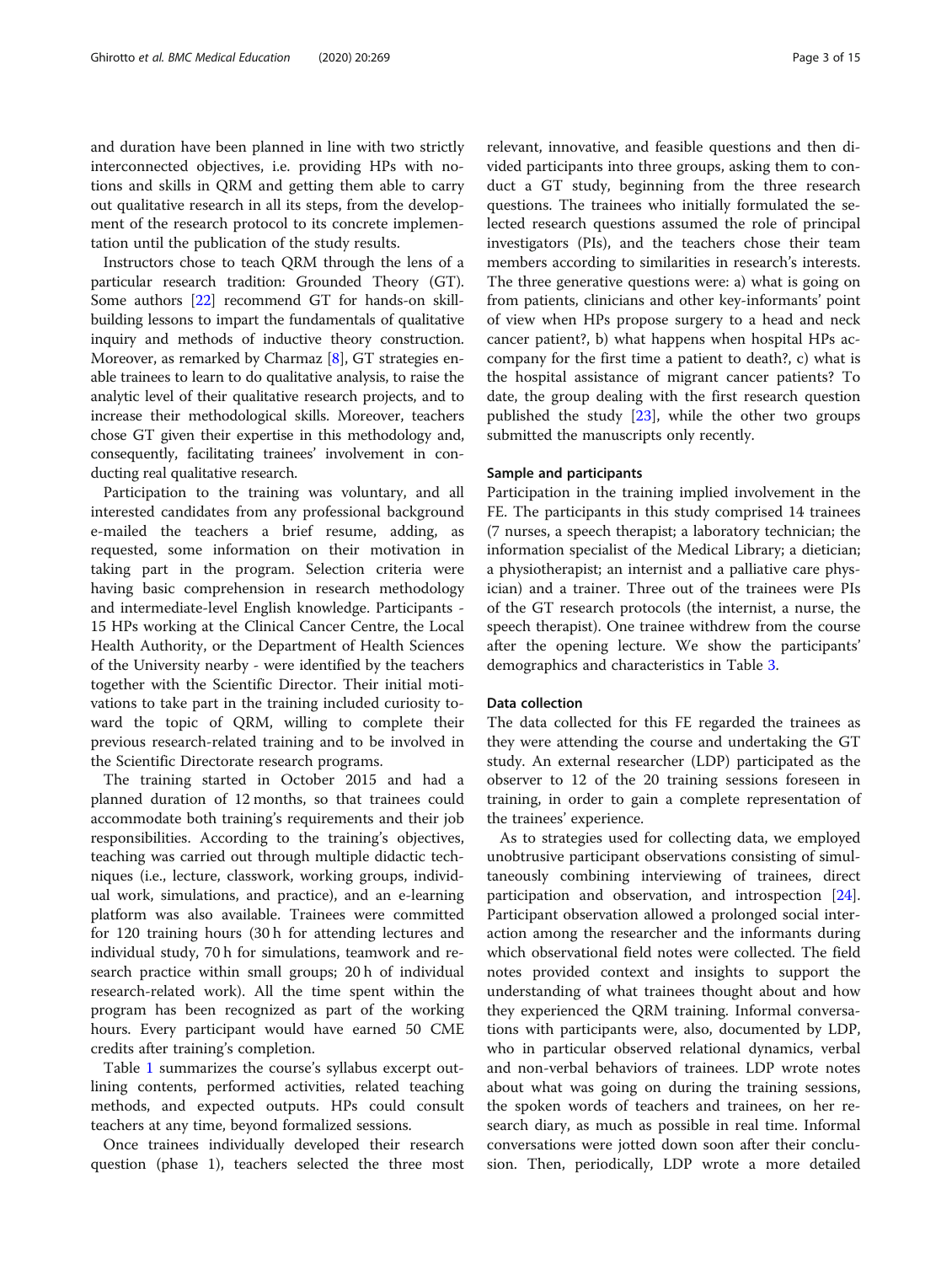and duration have been planned in line with two strictly interconnected objectives, i.e. providing HPs with notions and skills in QRM and getting them able to carry out qualitative research in all its steps, from the development of the research protocol to its concrete implementation until the publication of the study results.

Instructors chose to teach QRM through the lens of a particular research tradition: Grounded Theory (GT). Some authors [22] recommend GT for hands-on skill-building lessons to impart the fundamentals of qualitative inquiry and methods of inductive theory construction. Moreover, as remarked by Charmaz [8], GT strategies enable trainees to learn to do qualitative analysis, to raise the analytic level of their qualitative research projects, and to increase their methodological skills. Moreover, teachers chose GT given their expertise in this methodology and, consequently, facilitating trainees' involvement in conducting real qualitative research.

Participation to the training was voluntary, and all interested candidates from any professional background e-mailed the teachers a brief resume, adding, as requested, some information on their motivation in taking part in the program. Selection criteria were having basic comprehension in research methodology and intermediate-level English knowledge. Participants - 15 HPs working at the Clinical Cancer Centre, the Local Health Authority, or the Department of Health Sciences of the University nearby - were identified by the teachers together with the Scientific Director. Their initial motivations to take part in the training included curiosity toward the topic of QRM, willing to complete their previous research-related training and to be involved in the Scientific Directorate research programs.

The training started in October 2015 and had a planned duration of 12 months, so that trainees could accommodate both training's requirements and their job responsibilities. According to the training's objectives, teaching was carried out through multiple didactic techniques (i.e., lecture, classwork, working groups, individual work, simulations, and practice), and an e-learning platform was also available. Trainees were committed for 120 training hours (30 h for attending lectures and individual study, 70 h for simulations, teamwork and research practice within small groups; 20 h of individual research-related work). All the time spent within the program has been recognized as part of the working hours. Every participant would have earned 50 CME credits after training's completion.

Table 1 summarizes the course's syllabus excerpt outlining contents, performed activities, related teaching methods, and expected outputs. HPs could consult teachers at any time, beyond formalized sessions.

Once trainees individually developed their research question (phase 1), teachers selected the three most relevant, innovative, and feasible questions and then divided participants into three groups, asking them to conduct a GT study, beginning from the three research questions. The trainees who initially formulated the selected research questions assumed the role of principal investigators (PIs), and the teachers chose their team members according to similarities in research's interests. The three generative questions were: a) what is going on from patients, clinicians and other key-informants' point of view when HPs propose surgery to a head and neck cancer patient?, b) what happens when hospital HPs accompany for the first time a patient to death?, c) what is the hospital assistance of migrant cancer patients? To date, the group dealing with the first research question published the study [23], while the other two groups submitted the manuscripts only recently.

### Sample and participants

Participation in the training implied involvement in the FE. The participants in this study comprised 14 trainees (7 nurses, a speech therapist; a laboratory technician; the information specialist of the Medical Library; a dietician; a physiotherapist; an internist and a palliative care physician) and a trainer. Three out of the trainees were PIs of the GT research protocols (the internist, a nurse, the speech therapist). One trainee withdrew from the course after the opening lecture. We show the participants' demographics and characteristics in Table 3.

### Data collection

The data collected for this FE regarded the trainees as they were attending the course and undertaking the GT study. An external researcher (LDP) participated as the observer to 12 of the 20 training sessions foreseen in training, in order to gain a complete representation of the trainees' experience.

As to strategies used for collecting data, we employed unobtrusive participant observations consisting of simultaneously combining interviewing of trainees, direct participation and observation, and introspection [24]. Participant observation allowed a prolonged social interaction among the researcher and the informants during which observational field notes were collected. The field notes provided context and insights to support the understanding of what trainees thought about and how they experienced the QRM training. Informal conversations with participants were, also, documented by LDP, who in particular observed relational dynamics, verbal and non-verbal behaviors of trainees. LDP wrote notes about what was going on during the training sessions, the spoken words of teachers and trainees, on her research diary, as much as possible in real time. Informal conversations were jotted down soon after their conclusion. Then, periodically, LDP wrote a more detailed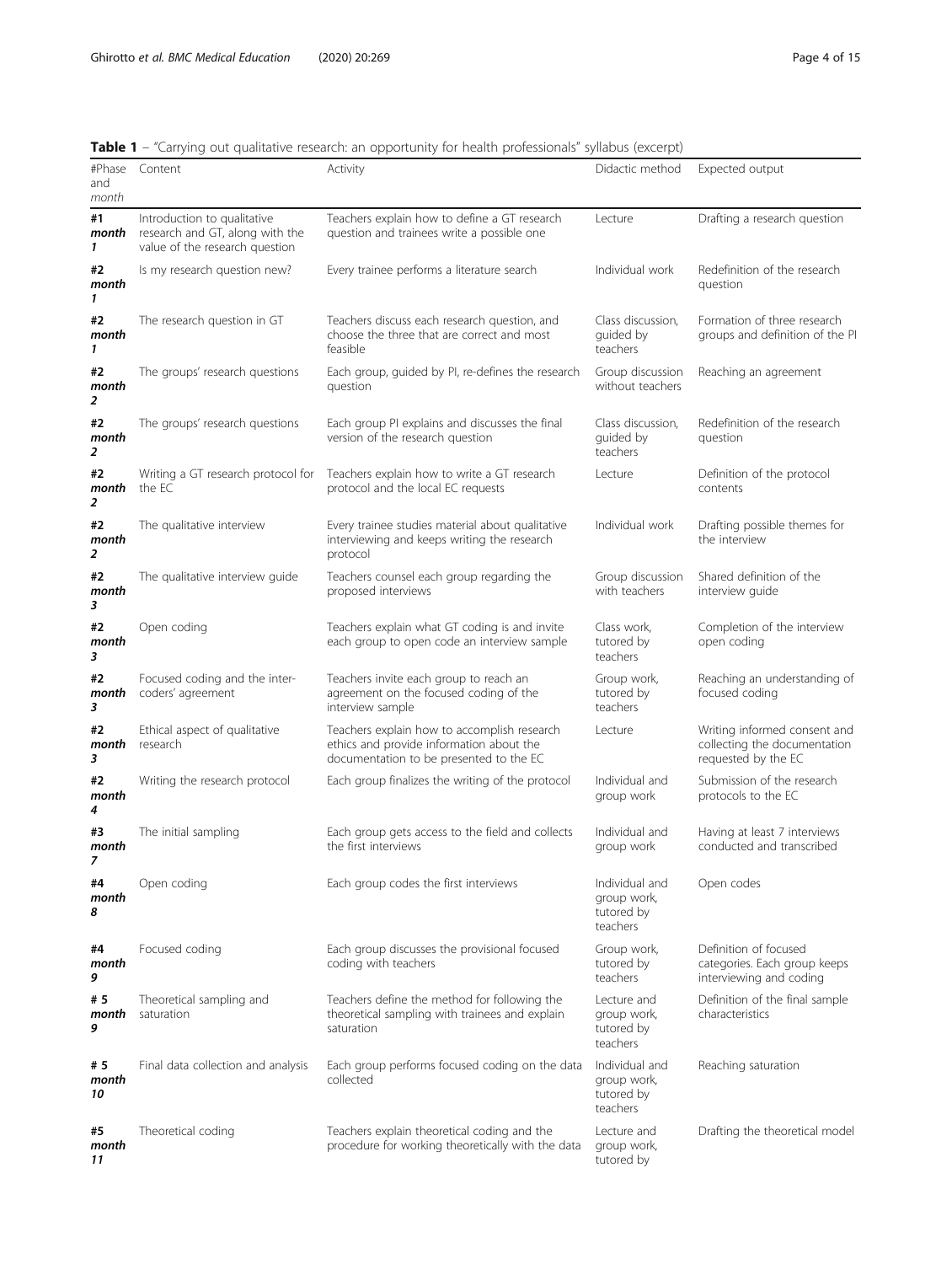**Table 1** – "Carrying out qualitative research: an opportunity for health professionals" syllabus (excerpt)

| #Phase and month | Content | Activity | Didactic method | Expected output |
| --- | --- | --- | --- | --- |
| **#1 month 1** | Introduction to qualitative research and GT, along with the value of the research question | Teachers explain how to define a GT research question and trainees write a possible one | Lecture | Drafting a research question |
| **#2 month 1** | Is my research question new? | Every trainee performs a literature search | Individual work | Redefinition of the research question |
| **#2 month 1** | The research question in GT | Teachers discuss each research question, and choose the three that are correct and most feasible | Class discussion, guided by teachers | Formation of three research groups and definition of the PI |
| **#2 month 2** | The groups' research questions | Each group, guided by PI, re-defines the research question | Group discussion without teachers | Reaching an agreement |
| **#2 month 2** | The groups' research questions | Each group PI explains and discusses the final version of the research question | Class discussion, guided by teachers | Redefinition of the research question |
| **#2 month 2** | Writing a GT research protocol for the EC | Teachers explain how to write a GT research protocol and the local EC requests | Lecture | Definition of the protocol contents |
| **#2 month 2** | The qualitative interview | Every trainee studies material about qualitative interviewing and keeps writing the research protocol | Individual work | Drafting possible themes for the interview |
| **#2 month 3** | The qualitative interview guide | Teachers counsel each group regarding the proposed interviews | Group discussion with teachers | Shared definition of the interview guide |
| **#2 month 3** | Open coding | Teachers explain what GT coding is and invite each group to open code an interview sample | Class work, tutored by teachers | Completion of the interview open coding |
| **#2 month 3** | Focused coding and the inter-coders' agreement | Teachers invite each group to reach an agreement on the focused coding of the interview sample | Group work, tutored by teachers | Reaching an understanding of focused coding |
| **#2 month 3** | Ethical aspect of qualitative research | Teachers explain how to accomplish research ethics and provide information about the documentation to be presented to the EC | Lecture | Writing informed consent and collecting the documentation requested by the EC |
| **#2 month 4** | Writing the research protocol | Each group finalizes the writing of the protocol | Individual and group work | Submission of the research protocols to the EC |
| **#3 month 7** | The initial sampling | Each group gets access to the field and collects the first interviews | Individual and group work | Having at least 7 interviews conducted and transcribed |
| **#4 month 8** | Open coding | Each group codes the first interviews | Individual and group work, tutored by teachers | Open codes |
| **#4 month 9** | Focused coding | Each group discusses the provisional focused coding with teachers | Group work, tutored by teachers | Definition of focused categories. Each group keeps interviewing and coding |
| **# 5 month 9** | Theoretical sampling and saturation | Teachers define the method for following the theoretical sampling with trainees and explain saturation | Lecture and group work, tutored by teachers | Definition of the final sample characteristics |
| **# 5 month 10** | Final data collection and analysis | Each group performs focused coding on the data collected | Individual and group work, tutored by teachers | Reaching saturation |
| **#5 month 11** | Theoretical coding | Teachers explain theoretical coding and the procedure for working theoretically with the data | Lecture and group work, tutored by | Drafting the theoretical model |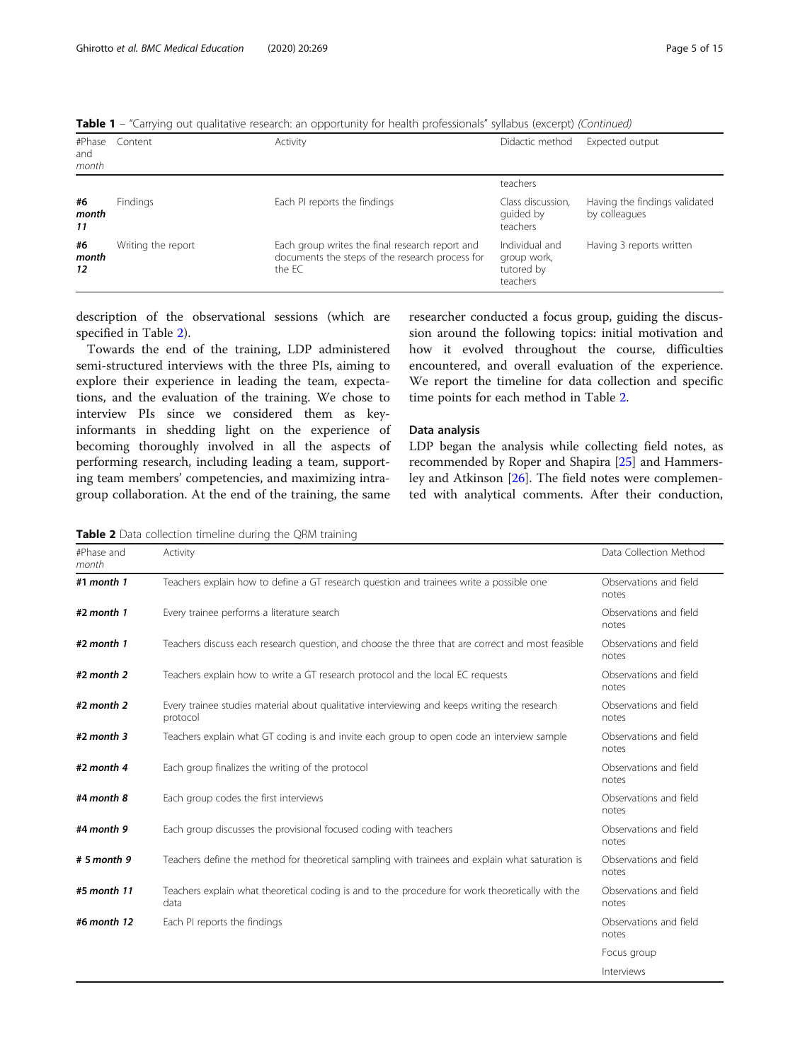**Table 1** – "Carrying out qualitative research: an opportunity for health professionals" syllabus (excerpt) *(Continued)*

| #Phase and month | Content | Activity | Didactic method | Expected output |
|---|---|---|---|---|
| | | | teachers | |
| **#6 month 11** | Findings | Each PI reports the findings | Class discussion, guided by teachers | Having the findings validated by colleagues |
| **#6 month 12** | Writing the report | Each group writes the final research report and documents the steps of the research process for the EC | Individual and group work, tutored by teachers | Having 3 reports written |

description of the observational sessions (which are specified in Table 2).

Towards the end of the training, LDP administered semi-structured interviews with the three PIs, aiming to explore their experience in leading the team, expectations, and the evaluation of the training. We chose to interview PIs since we considered them as key-informants in shedding light on the experience of becoming thoroughly involved in all the aspects of performing research, including leading a team, supporting team members' competencies, and maximizing intra-group collaboration. At the end of the training, the same researcher conducted a focus group, guiding the discussion around the following topics: initial motivation and how it evolved throughout the course, difficulties encountered, and overall evaluation of the experience. We report the timeline for data collection and specific time points for each method in Table 2.

### Data analysis

LDP began the analysis while collecting field notes, as recommended by Roper and Shapira [25] and Hammersley and Atkinson [26]. The field notes were complemented with analytical comments. After their conduction,

**Table 2** Data collection timeline during the QRM training

| #Phase and month | Activity | Data Collection Method |
|---|---|---|
| **#1 month 1** | Teachers explain how to define a GT research question and trainees write a possible one | Observations and field notes |
| **#2 month 1** | Every trainee performs a literature search | Observations and field notes |
| **#2 month 1** | Teachers discuss each research question, and choose the three that are correct and most feasible | Observations and field notes |
| **#2 month 2** | Teachers explain how to write a GT research protocol and the local EC requests | Observations and field notes |
| **#2 month 2** | Every trainee studies material about qualitative interviewing and keeps writing the research protocol | Observations and field notes |
| **#2 month 3** | Teachers explain what GT coding is and invite each group to open code an interview sample | Observations and field notes |
| **#2 month 4** | Each group finalizes the writing of the protocol | Observations and field notes |
| **#4 month 8** | Each group codes the first interviews | Observations and field notes |
| **#4 month 9** | Each group discusses the provisional focused coding with teachers | Observations and field notes |
| **# 5 month 9** | Teachers define the method for theoretical sampling with trainees and explain what saturation is | Observations and field notes |
| **#5 month 11** | Teachers explain what theoretical coding is and to the procedure for work theoretically with the data | Observations and field notes |
| **#6 month 12** | Each PI reports the findings | Observations and field notes |
| | | Focus group |
| | | Interviews |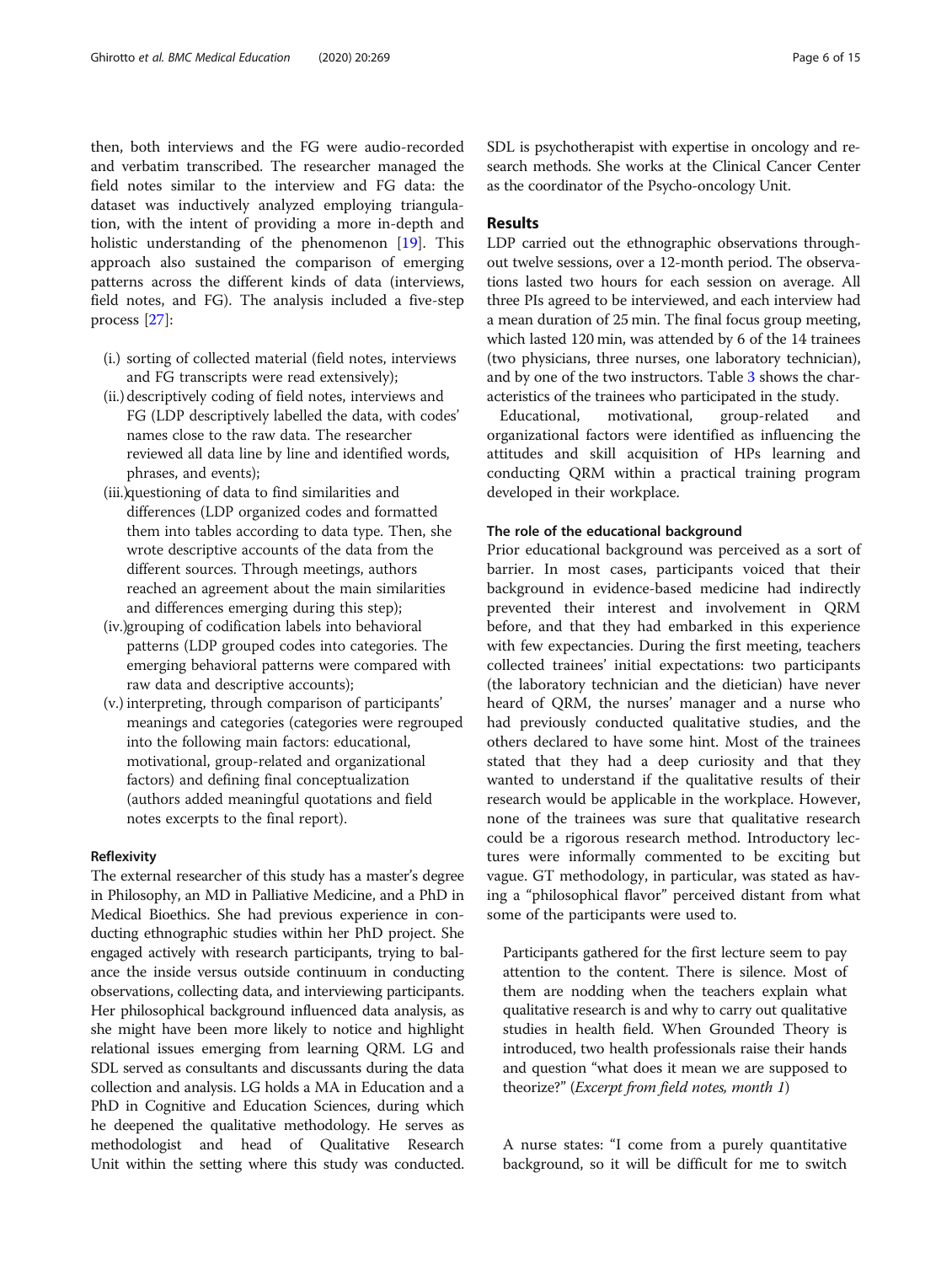then, both interviews and the FG were audio-recorded and verbatim transcribed. The researcher managed the field notes similar to the interview and FG data: the dataset was inductively analyzed employing triangulation, with the intent of providing a more in-depth and holistic understanding of the phenomenon [19]. This approach also sustained the comparison of emerging patterns across the different kinds of data (interviews, field notes, and FG). The analysis included a five-step process [27]:

(i.) sorting of collected material (field notes, interviews and FG transcripts were read extensively);

(ii.) descriptively coding of field notes, interviews and FG (LDP descriptively labelled the data, with codes' names close to the raw data. The researcher reviewed all data line by line and identified words, phrases, and events);

(iii.) questioning of data to find similarities and differences (LDP organized codes and formatted them into tables according to data type. Then, she wrote descriptive accounts of the data from the different sources. Through meetings, authors reached an agreement about the main similarities and differences emerging during this step);

(iv.) grouping of codification labels into behavioral patterns (LDP grouped codes into categories. The emerging behavioral patterns were compared with raw data and descriptive accounts);

(v.) interpreting, through comparison of participants' meanings and categories (categories were regrouped into the following main factors: educational, motivational, group-related and organizational factors) and defining final conceptualization (authors added meaningful quotations and field notes excerpts to the final report).

### Reflexivity

The external researcher of this study has a master's degree in Philosophy, an MD in Palliative Medicine, and a PhD in Medical Bioethics. She had previous experience in conducting ethnographic studies within her PhD project. She engaged actively with research participants, trying to balance the inside versus outside continuum in conducting observations, collecting data, and interviewing participants. Her philosophical background influenced data analysis, as she might have been more likely to notice and highlight relational issues emerging from learning QRM. LG and SDL served as consultants and discussants during the data collection and analysis. LG holds a MA in Education and a PhD in Cognitive and Education Sciences, during which he deepened the qualitative methodology. He serves as methodologist and head of Qualitative Research Unit within the setting where this study was conducted. SDL is psychotherapist with expertise in oncology and research methods. She works at the Clinical Cancer Center as the coordinator of the Psycho-oncology Unit.

## Results

LDP carried out the ethnographic observations throughout twelve sessions, over a 12-month period. The observations lasted two hours for each session on average. All three PIs agreed to be interviewed, and each interview had a mean duration of 25 min. The final focus group meeting, which lasted 120 min, was attended by 6 of the 14 trainees (two physicians, three nurses, one laboratory technician), and by one of the two instructors. Table 3 shows the characteristics of the trainees who participated in the study.

Educational, motivational, group-related and organizational factors were identified as influencing the attitudes and skill acquisition of HPs learning and conducting QRM within a practical training program developed in their workplace.

### The role of the educational background

Prior educational background was perceived as a sort of barrier. In most cases, participants voiced that their background in evidence-based medicine had indirectly prevented their interest and involvement in QRM before, and that they had embarked in this experience with few expectancies. During the first meeting, teachers collected trainees' initial expectations: two participants (the laboratory technician and the dietician) have never heard of QRM, the nurses' manager and a nurse who had previously conducted qualitative studies, and the others declared to have some hint. Most of the trainees stated that they had a deep curiosity and that they wanted to understand if the qualitative results of their research would be applicable in the workplace. However, none of the trainees was sure that qualitative research could be a rigorous research method. Introductory lectures were informally commented to be exciting but vague. GT methodology, in particular, was stated as having a "philosophical flavor" perceived distant from what some of the participants were used to.

> Participants gathered for the first lecture seem to pay attention to the content. There is silence. Most of them are nodding when the teachers explain what qualitative research is and why to carry out qualitative studies in health field. When Grounded Theory is introduced, two health professionals raise their hands and question "what does it mean we are supposed to theorize?" (*Excerpt from field notes, month 1*)

> A nurse states: "I come from a purely quantitative background, so it will be difficult for me to switch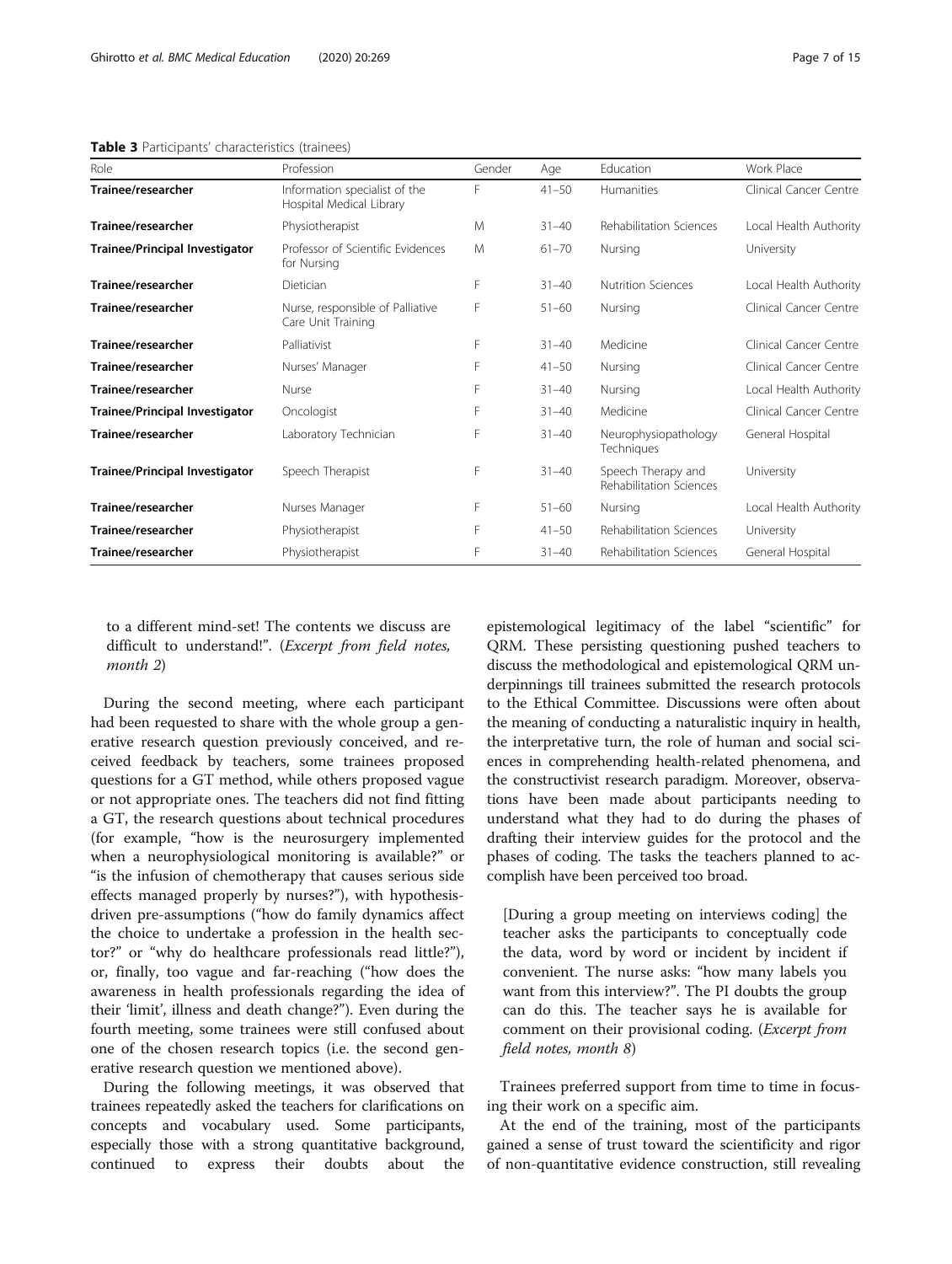**Table 3** Participants' characteristics (trainees)

| Role | Profession | Gender | Age | Education | Work Place |
| --- | --- | --- | --- | --- | --- |
| **Trainee/researcher** | Information specialist of the Hospital Medical Library | F | 41–50 | Humanities | Clinical Cancer Centre |
| **Trainee/researcher** | Physiotherapist | M | 31–40 | Rehabilitation Sciences | Local Health Authority |
| **Trainee/Principal Investigator** | Professor of Scientific Evidences for Nursing | M | 61–70 | Nursing | University |
| **Trainee/researcher** | Dietician | F | 31–40 | Nutrition Sciences | Local Health Authority |
| **Trainee/researcher** | Nurse, responsible of Palliative Care Unit Training | F | 51–60 | Nursing | Clinical Cancer Centre |
| **Trainee/researcher** | Palliativist | F | 31–40 | Medicine | Clinical Cancer Centre |
| **Trainee/researcher** | Nurses' Manager | F | 41–50 | Nursing | Clinical Cancer Centre |
| **Trainee/researcher** | Nurse | F | 31–40 | Nursing | Local Health Authority |
| **Trainee/Principal Investigator** | Oncologist | F | 31–40 | Medicine | Clinical Cancer Centre |
| **Trainee/researcher** | Laboratory Technician | F | 31–40 | Neurophysiopathology Techniques | General Hospital |
| **Trainee/Principal Investigator** | Speech Therapist | F | 31–40 | Speech Therapy and Rehabilitation Sciences | University |
| **Trainee/researcher** | Nurses Manager | F | 51–60 | Nursing | Local Health Authority |
| **Trainee/researcher** | Physiotherapist | F | 41–50 | Rehabilitation Sciences | University |
| **Trainee/researcher** | Physiotherapist | F | 31–40 | Rehabilitation Sciences | General Hospital |

> to a different mind-set! The contents we discuss are difficult to understand!". (*Excerpt from field notes, month 2*)

During the second meeting, where each participant had been requested to share with the whole group a generative research question previously conceived, and received feedback by teachers, some trainees proposed questions for a GT method, while others proposed vague or not appropriate ones. The teachers did not find fitting a GT, the research questions about technical procedures (for example, "how is the neurosurgery implemented when a neurophysiological monitoring is available?" or "is the infusion of chemotherapy that causes serious side effects managed properly by nurses?"), with hypothesis-driven pre-assumptions ("how do family dynamics affect the choice to undertake a profession in the health sector?" or "why do healthcare professionals read little?"), or, finally, too vague and far-reaching ("how does the awareness in health professionals regarding the idea of their 'limit', illness and death change?"). Even during the fourth meeting, some trainees were still confused about one of the chosen research topics (i.e. the second generative research question we mentioned above).

During the following meetings, it was observed that trainees repeatedly asked the teachers for clarifications on concepts and vocabulary used. Some participants, especially those with a strong quantitative background, continued to express their doubts about the epistemological legitimacy of the label "scientific" for QRM. These persisting questioning pushed teachers to discuss the methodological and epistemological QRM underpinnings till trainees submitted the research protocols to the Ethical Committee. Discussions were often about the meaning of conducting a naturalistic inquiry in health, the interpretative turn, the role of human and social sciences in comprehending health-related phenomena, and the constructivist research paradigm. Moreover, observations have been made about participants needing to understand what they had to do during the phases of drafting their interview guides for the protocol and the phases of coding. The tasks the teachers planned to accomplish have been perceived too broad.

> [During a group meeting on interviews coding] the teacher asks the participants to conceptually code the data, word by word or incident by incident if convenient. The nurse asks: "how many labels you want from this interview?". The PI doubts the group can do this. The teacher says he is available for comment on their provisional coding. (*Excerpt from field notes, month 8*)

Trainees preferred support from time to time in focusing their work on a specific aim.

At the end of the training, most of the participants gained a sense of trust toward the scientificity and rigor of non-quantitative evidence construction, still revealing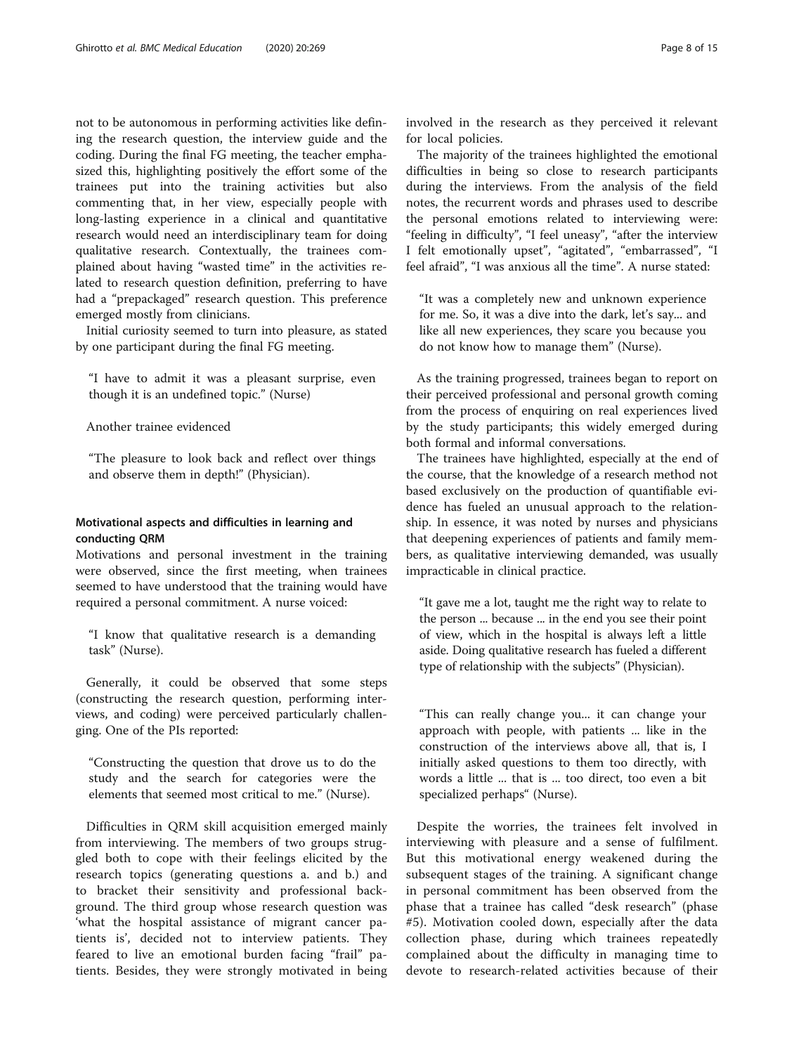not to be autonomous in performing activities like defining the research question, the interview guide and the coding. During the final FG meeting, the teacher emphasized this, highlighting positively the effort some of the trainees put into the training activities but also commenting that, in her view, especially people with long-lasting experience in a clinical and quantitative research would need an interdisciplinary team for doing qualitative research. Contextually, the trainees complained about having "wasted time" in the activities related to research question definition, preferring to have had a "prepackaged" research question. This preference emerged mostly from clinicians.

Initial curiosity seemed to turn into pleasure, as stated by one participant during the final FG meeting.

> "I have to admit it was a pleasant surprise, even though it is an undefined topic." (Nurse)

Another trainee evidenced

> "The pleasure to look back and reflect over things and observe them in depth!" (Physician).

### Motivational aspects and difficulties in learning and conducting QRM

Motivations and personal investment in the training were observed, since the first meeting, when trainees seemed to have understood that the training would have required a personal commitment. A nurse voiced:

> "I know that qualitative research is a demanding task" (Nurse).

Generally, it could be observed that some steps (constructing the research question, performing interviews, and coding) were perceived particularly challenging. One of the PIs reported:

> "Constructing the question that drove us to do the study and the search for categories were the elements that seemed most critical to me." (Nurse).

Difficulties in QRM skill acquisition emerged mainly from interviewing. The members of two groups struggled both to cope with their feelings elicited by the research topics (generating questions a. and b.) and to bracket their sensitivity and professional background. The third group whose research question was 'what the hospital assistance of migrant cancer patients is', decided not to interview patients. They feared to live an emotional burden facing "frail" patients. Besides, they were strongly motivated in being involved in the research as they perceived it relevant for local policies.

The majority of the trainees highlighted the emotional difficulties in being so close to research participants during the interviews. From the analysis of the field notes, the recurrent words and phrases used to describe the personal emotions related to interviewing were: "feeling in difficulty", "I feel uneasy", "after the interview I felt emotionally upset", "agitated", "embarrassed", "I feel afraid", "I was anxious all the time". A nurse stated:

> "It was a completely new and unknown experience for me. So, it was a dive into the dark, let's say... and like all new experiences, they scare you because you do not know how to manage them" (Nurse).

As the training progressed, trainees began to report on their perceived professional and personal growth coming from the process of enquiring on real experiences lived by the study participants; this widely emerged during both formal and informal conversations.

The trainees have highlighted, especially at the end of the course, that the knowledge of a research method not based exclusively on the production of quantifiable evidence has fueled an unusual approach to the relationship. In essence, it was noted by nurses and physicians that deepening experiences of patients and family members, as qualitative interviewing demanded, was usually impracticable in clinical practice.

> "It gave me a lot, taught me the right way to relate to the person ... because ... in the end you see their point of view, which in the hospital is always left a little aside. Doing qualitative research has fueled a different type of relationship with the subjects" (Physician).

> "This can really change you... it can change your approach with people, with patients ... like in the construction of the interviews above all, that is, I initially asked questions to them too directly, with words a little ... that is ... too direct, too even a bit specialized perhaps" (Nurse).

Despite the worries, the trainees felt involved in interviewing with pleasure and a sense of fulfilment. But this motivational energy weakened during the subsequent stages of the training. A significant change in personal commitment has been observed from the phase that a trainee has called "desk research" (phase #5). Motivation cooled down, especially after the data collection phase, during which trainees repeatedly complained about the difficulty in managing time to devote to research-related activities because of their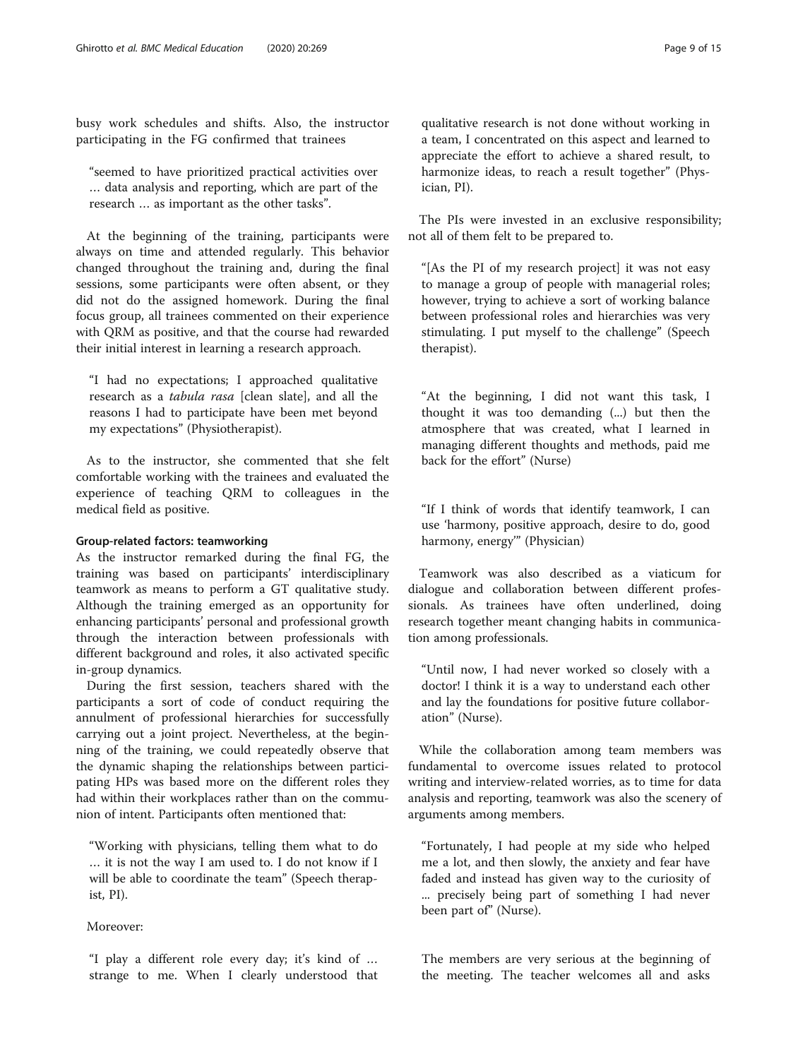busy work schedules and shifts. Also, the instructor participating in the FG confirmed that trainees

> "seemed to have prioritized practical activities over … data analysis and reporting, which are part of the research … as important as the other tasks".

At the beginning of the training, participants were always on time and attended regularly. This behavior changed throughout the training and, during the final sessions, some participants were often absent, or they did not do the assigned homework. During the final focus group, all trainees commented on their experience with QRM as positive, and that the course had rewarded their initial interest in learning a research approach.

> "I had no expectations; I approached qualitative research as a *tabula rasa* [clean slate], and all the reasons I had to participate have been met beyond my expectations" (Physiotherapist).

As to the instructor, she commented that she felt comfortable working with the trainees and evaluated the experience of teaching QRM to colleagues in the medical field as positive.

#### Group-related factors: teamworking

As the instructor remarked during the final FG, the training was based on participants' interdisciplinary teamwork as means to perform a GT qualitative study. Although the training emerged as an opportunity for enhancing participants' personal and professional growth through the interaction between professionals with different background and roles, it also activated specific in-group dynamics.

During the first session, teachers shared with the participants a sort of code of conduct requiring the annulment of professional hierarchies for successfully carrying out a joint project. Nevertheless, at the beginning of the training, we could repeatedly observe that the dynamic shaping the relationships between participating HPs was based more on the different roles they had within their workplaces rather than on the communion of intent. Participants often mentioned that:

> "Working with physicians, telling them what to do … it is not the way I am used to. I do not know if I will be able to coordinate the team" (Speech therapist, PI).

Moreover:

> "I play a different role every day; it's kind of … strange to me. When I clearly understood that qualitative research is not done without working in a team, I concentrated on this aspect and learned to appreciate the effort to achieve a shared result, to harmonize ideas, to reach a result together" (Physician, PI).

The PIs were invested in an exclusive responsibility; not all of them felt to be prepared to.

> "[As the PI of my research project] it was not easy to manage a group of people with managerial roles; however, trying to achieve a sort of working balance between professional roles and hierarchies was very stimulating. I put myself to the challenge" (Speech therapist).

> "At the beginning, I did not want this task, I thought it was too demanding (...) but then the atmosphere that was created, what I learned in managing different thoughts and methods, paid me back for the effort" (Nurse)

> "If I think of words that identify teamwork, I can use 'harmony, positive approach, desire to do, good harmony, energy'" (Physician)

Teamwork was also described as a viaticum for dialogue and collaboration between different professionals. As trainees have often underlined, doing research together meant changing habits in communication among professionals.

> "Until now, I had never worked so closely with a doctor! I think it is a way to understand each other and lay the foundations for positive future collaboration" (Nurse).

While the collaboration among team members was fundamental to overcome issues related to protocol writing and interview-related worries, as to time for data analysis and reporting, teamwork was also the scenery of arguments among members.

> "Fortunately, I had people at my side who helped me a lot, and then slowly, the anxiety and fear have faded and instead has given way to the curiosity of ... precisely being part of something I had never been part of" (Nurse).

> The members are very serious at the beginning of the meeting. The teacher welcomes all and asks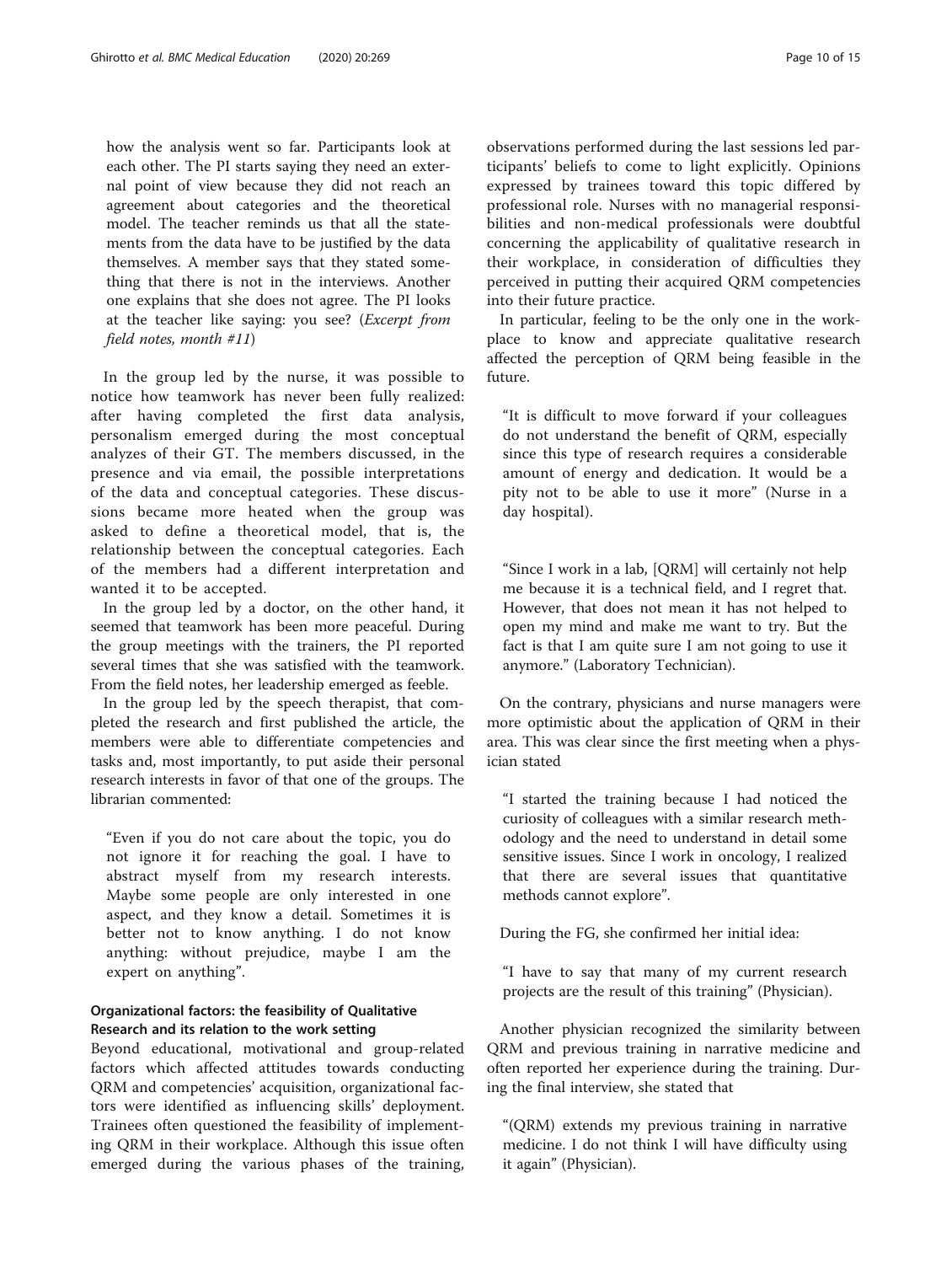how the analysis went so far. Participants look at each other. The PI starts saying they need an external point of view because they did not reach an agreement about categories and the theoretical model. The teacher reminds us that all the statements from the data have to be justified by the data themselves. A member says that they stated something that there is not in the interviews. Another one explains that she does not agree. The PI looks at the teacher like saying: you see? (*Excerpt from field notes, month #11*)

In the group led by the nurse, it was possible to notice how teamwork has never been fully realized: after having completed the first data analysis, personalism emerged during the most conceptual analyzes of their GT. The members discussed, in the presence and via email, the possible interpretations of the data and conceptual categories. These discussions became more heated when the group was asked to define a theoretical model, that is, the relationship between the conceptual categories. Each of the members had a different interpretation and wanted it to be accepted.

In the group led by a doctor, on the other hand, it seemed that teamwork has been more peaceful. During the group meetings with the trainers, the PI reported several times that she was satisfied with the teamwork. From the field notes, her leadership emerged as feeble.

In the group led by the speech therapist, that completed the research and first published the article, the members were able to differentiate competencies and tasks and, most importantly, to put aside their personal research interests in favor of that one of the groups. The librarian commented:

> "Even if you do not care about the topic, you do not ignore it for reaching the goal. I have to abstract myself from my research interests. Maybe some people are only interested in one aspect, and they know a detail. Sometimes it is better not to know anything. I do not know anything: without prejudice, maybe I am the expert on anything".

### Organizational factors: the feasibility of Qualitative Research and its relation to the work setting

Beyond educational, motivational and group-related factors which affected attitudes towards conducting QRM and competencies' acquisition, organizational factors were identified as influencing skills' deployment. Trainees often questioned the feasibility of implementing QRM in their workplace. Although this issue often emerged during the various phases of the training, observations performed during the last sessions led participants' beliefs to come to light explicitly. Opinions expressed by trainees toward this topic differed by professional role. Nurses with no managerial responsibilities and non-medical professionals were doubtful concerning the applicability of qualitative research in their workplace, in consideration of difficulties they perceived in putting their acquired QRM competencies into their future practice.

In particular, feeling to be the only one in the workplace to know and appreciate qualitative research affected the perception of QRM being feasible in the future.

> "It is difficult to move forward if your colleagues do not understand the benefit of QRM, especially since this type of research requires a considerable amount of energy and dedication. It would be a pity not to be able to use it more" (Nurse in a day hospital).

> "Since I work in a lab, [QRM] will certainly not help me because it is a technical field, and I regret that. However, that does not mean it has not helped to open my mind and make me want to try. But the fact is that I am quite sure I am not going to use it anymore." (Laboratory Technician).

On the contrary, physicians and nurse managers were more optimistic about the application of QRM in their area. This was clear since the first meeting when a physician stated

> "I started the training because I had noticed the curiosity of colleagues with a similar research methodology and the need to understand in detail some sensitive issues. Since I work in oncology, I realized that there are several issues that quantitative methods cannot explore".

During the FG, she confirmed her initial idea:

> "I have to say that many of my current research projects are the result of this training" (Physician).

Another physician recognized the similarity between QRM and previous training in narrative medicine and often reported her experience during the training. During the final interview, she stated that

> "(QRM) extends my previous training in narrative medicine. I do not think I will have difficulty using it again" (Physician).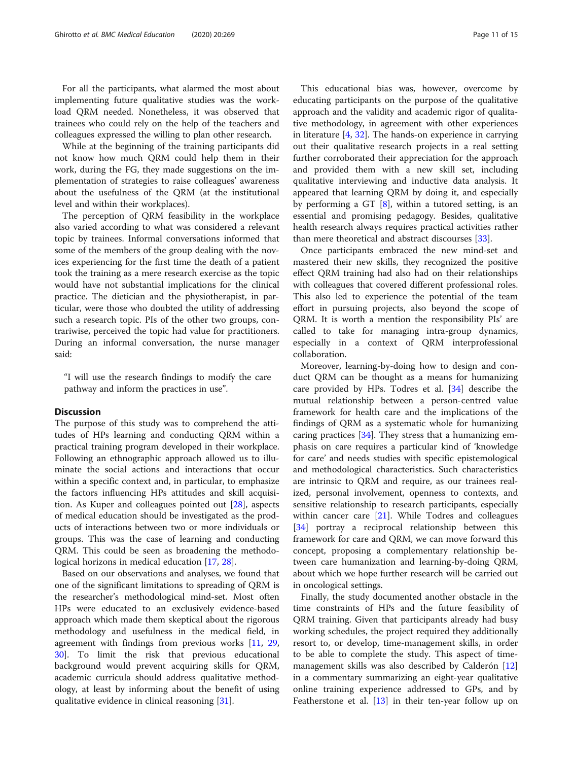For all the participants, what alarmed the most about implementing future qualitative studies was the workload QRM needed. Nonetheless, it was observed that trainees who could rely on the help of the teachers and colleagues expressed the willing to plan other research.

While at the beginning of the training participants did not know how much QRM could help them in their work, during the FG, they made suggestions on the implementation of strategies to raise colleagues' awareness about the usefulness of the QRM (at the institutional level and within their workplaces).

The perception of QRM feasibility in the workplace also varied according to what was considered a relevant topic by trainees. Informal conversations informed that some of the members of the group dealing with the novices experiencing for the first time the death of a patient took the training as a mere research exercise as the topic would have not substantial implications for the clinical practice. The dietician and the physiotherapist, in particular, were those who doubted the utility of addressing such a research topic. PIs of the other two groups, contrariwise, perceived the topic had value for practitioners. During an informal conversation, the nurse manager said:

> "I will use the research findings to modify the care pathway and inform the practices in use".

## Discussion

The purpose of this study was to comprehend the attitudes of HPs learning and conducting QRM within a practical training program developed in their workplace. Following an ethnographic approach allowed us to illuminate the social actions and interactions that occur within a specific context and, in particular, to emphasize the factors influencing HPs attitudes and skill acquisition. As Kuper and colleagues pointed out [28], aspects of medical education should be investigated as the products of interactions between two or more individuals or groups. This was the case of learning and conducting QRM. This could be seen as broadening the methodological horizons in medical education [17, 28].

Based on our observations and analyses, we found that one of the significant limitations to spreading of QRM is the researcher's methodological mind-set. Most often HPs were educated to an exclusively evidence-based approach which made them skeptical about the rigorous methodology and usefulness in the medical field, in agreement with findings from previous works [11, 29, 30]. To limit the risk that previous educational background would prevent acquiring skills for QRM, academic curricula should address qualitative methodology, at least by informing about the benefit of using qualitative evidence in clinical reasoning [31].

This educational bias was, however, overcome by educating participants on the purpose of the qualitative approach and the validity and academic rigor of qualitative methodology, in agreement with other experiences in literature [4, 32]. The hands-on experience in carrying out their qualitative research projects in a real setting further corroborated their appreciation for the approach and provided them with a new skill set, including qualitative interviewing and inductive data analysis. It appeared that learning QRM by doing it, and especially by performing a GT [8], within a tutored setting, is an essential and promising pedagogy. Besides, qualitative health research always requires practical activities rather than mere theoretical and abstract discourses [33].

Once participants embraced the new mind-set and mastered their new skills, they recognized the positive effect QRM training had also had on their relationships with colleagues that covered different professional roles. This also led to experience the potential of the team effort in pursuing projects, also beyond the scope of QRM. It is worth a mention the responsibility PIs' are called to take for managing intra-group dynamics, especially in a context of QRM interprofessional collaboration.

Moreover, learning-by-doing how to design and conduct QRM can be thought as a means for humanizing care provided by HPs. Todres et al. [34] describe the mutual relationship between a person-centred value framework for health care and the implications of the findings of QRM as a systematic whole for humanizing caring practices [34]. They stress that a humanizing emphasis on care requires a particular kind of 'knowledge for care' and needs studies with specific epistemological and methodological characteristics. Such characteristics are intrinsic to QRM and require, as our trainees realized, personal involvement, openness to contexts, and sensitive relationship to research participants, especially within cancer care [21]. While Todres and colleagues [34] portray a reciprocal relationship between this framework for care and QRM, we can move forward this concept, proposing a complementary relationship between care humanization and learning-by-doing QRM, about which we hope further research will be carried out in oncological settings.

Finally, the study documented another obstacle in the time constraints of HPs and the future feasibility of QRM training. Given that participants already had busy working schedules, the project required they additionally resort to, or develop, time-management skills, in order to be able to complete the study. This aspect of time-management skills was also described by Calderón [12] in a commentary summarizing an eight-year qualitative online training experience addressed to GPs, and by Featherstone et al. [13] in their ten-year follow up on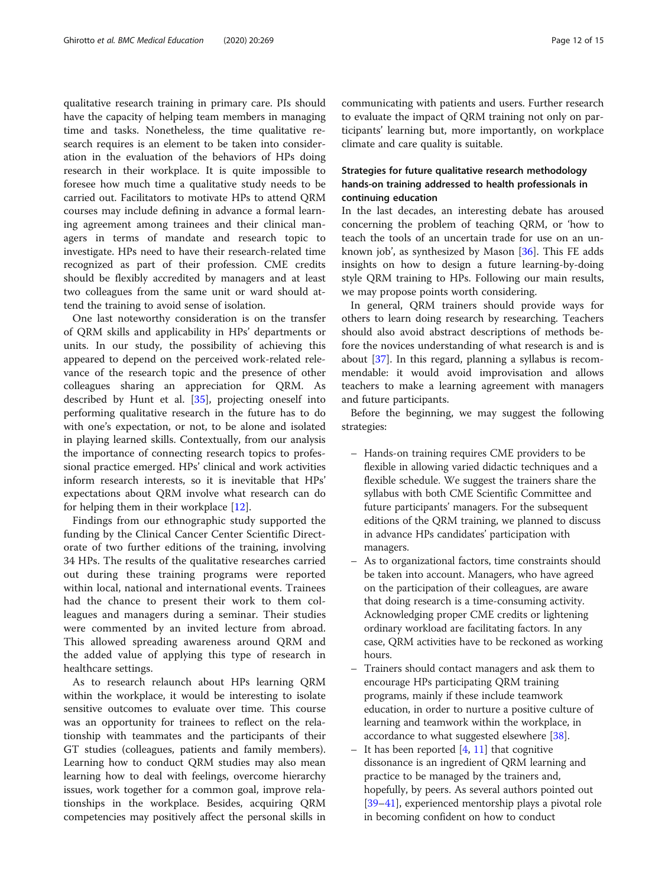qualitative research training in primary care. PIs should have the capacity of helping team members in managing time and tasks. Nonetheless, the time qualitative research requires is an element to be taken into consideration in the evaluation of the behaviors of HPs doing research in their workplace. It is quite impossible to foresee how much time a qualitative study needs to be carried out. Facilitators to motivate HPs to attend QRM courses may include defining in advance a formal learning agreement among trainees and their clinical managers in terms of mandate and research topic to investigate. HPs need to have their research-related time recognized as part of their profession. CME credits should be flexibly accredited by managers and at least two colleagues from the same unit or ward should attend the training to avoid sense of isolation.

One last noteworthy consideration is on the transfer of QRM skills and applicability in HPs' departments or units. In our study, the possibility of achieving this appeared to depend on the perceived work-related relevance of the research topic and the presence of other colleagues sharing an appreciation for QRM. As described by Hunt et al. [35], projecting oneself into performing qualitative research in the future has to do with one's expectation, or not, to be alone and isolated in playing learned skills. Contextually, from our analysis the importance of connecting research topics to professional practice emerged. HPs' clinical and work activities inform research interests, so it is inevitable that HPs' expectations about QRM involve what research can do for helping them in their workplace [12].

Findings from our ethnographic study supported the funding by the Clinical Cancer Center Scientific Directorate of two further editions of the training, involving 34 HPs. The results of the qualitative researches carried out during these training programs were reported within local, national and international events. Trainees had the chance to present their work to them colleagues and managers during a seminar. Their studies were commented by an invited lecture from abroad. This allowed spreading awareness around QRM and the added value of applying this type of research in healthcare settings.

As to research relaunch about HPs learning QRM within the workplace, it would be interesting to isolate sensitive outcomes to evaluate over time. This course was an opportunity for trainees to reflect on the relationship with teammates and the participants of their GT studies (colleagues, patients and family members). Learning how to conduct QRM studies may also mean learning how to deal with feelings, overcome hierarchy issues, work together for a common goal, improve relationships in the workplace. Besides, acquiring QRM competencies may positively affect the personal skills in communicating with patients and users. Further research to evaluate the impact of QRM training not only on participants' learning but, more importantly, on workplace climate and care quality is suitable.

### Strategies for future qualitative research methodology hands-on training addressed to health professionals in continuing education

In the last decades, an interesting debate has aroused concerning the problem of teaching QRM, or 'how to teach the tools of an uncertain trade for use on an unknown job', as synthesized by Mason [36]. This FE adds insights on how to design a future learning-by-doing style QRM training to HPs. Following our main results, we may propose points worth considering.

In general, QRM trainers should provide ways for others to learn doing research by researching. Teachers should also avoid abstract descriptions of methods before the novices understanding of what research is and is about [37]. In this regard, planning a syllabus is recommendable: it would avoid improvisation and allows teachers to make a learning agreement with managers and future participants.

Before the beginning, we may suggest the following strategies:

- Hands-on training requires CME providers to be flexible in allowing varied didactic techniques and a flexible schedule. We suggest the trainers share the syllabus with both CME Scientific Committee and future participants' managers. For the subsequent editions of the QRM training, we planned to discuss in advance HPs candidates' participation with managers.
- As to organizational factors, time constraints should be taken into account. Managers, who have agreed on the participation of their colleagues, are aware that doing research is a time-consuming activity. Acknowledging proper CME credits or lightening ordinary workload are facilitating factors. In any case, QRM activities have to be reckoned as working hours.
- Trainers should contact managers and ask them to encourage HPs participating QRM training programs, mainly if these include teamwork education, in order to nurture a positive culture of learning and teamwork within the workplace, in accordance to what suggested elsewhere [38].
- It has been reported [4, 11] that cognitive dissonance is an ingredient of QRM learning and practice to be managed by the trainers and, hopefully, by peers. As several authors pointed out [39–41], experienced mentorship plays a pivotal role in becoming confident on how to conduct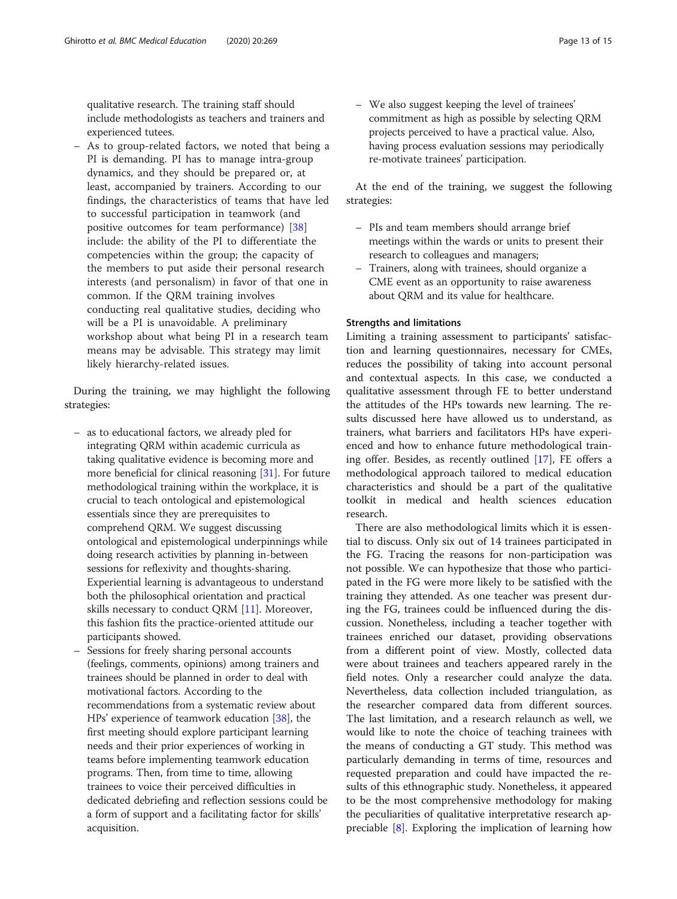qualitative research. The training staff should include methodologists as teachers and trainers and experienced tutees.

- As to group-related factors, we noted that being a PI is demanding. PI has to manage intra-group dynamics, and they should be prepared or, at least, accompanied by trainers. According to our findings, the characteristics of teams that have led to successful participation in teamwork (and positive outcomes for team performance) [38] include: the ability of the PI to differentiate the competencies within the group; the capacity of the members to put aside their personal research interests (and personalism) in favor of that one in common. If the QRM training involves conducting real qualitative studies, deciding who will be a PI is unavoidable. A preliminary workshop about what being PI in a research team means may be advisable. This strategy may limit likely hierarchy-related issues.

During the training, we may highlight the following strategies:

- as to educational factors, we already pled for integrating QRM within academic curricula as taking qualitative evidence is becoming more and more beneficial for clinical reasoning [31]. For future methodological training within the workplace, it is crucial to teach ontological and epistemological essentials since they are prerequisites to comprehend QRM. We suggest discussing ontological and epistemological underpinnings while doing research activities by planning in-between sessions for reflexivity and thoughts-sharing. Experiential learning is advantageous to understand both the philosophical orientation and practical skills necessary to conduct QRM [11]. Moreover, this fashion fits the practice-oriented attitude our participants showed.
- Sessions for freely sharing personal accounts (feelings, comments, opinions) among trainers and trainees should be planned in order to deal with motivational factors. According to the recommendations from a systematic review about HPs' experience of teamwork education [38], the first meeting should explore participant learning needs and their prior experiences of working in teams before implementing teamwork education programs. Then, from time to time, allowing trainees to voice their perceived difficulties in dedicated debriefing and reflection sessions could be a form of support and a facilitating factor for skills' acquisition.
- We also suggest keeping the level of trainees' commitment as high as possible by selecting QRM projects perceived to have a practical value. Also, having process evaluation sessions may periodically re-motivate trainees' participation.

At the end of the training, we suggest the following strategies:

- PIs and team members should arrange brief meetings within the wards or units to present their research to colleagues and managers;
- Trainers, along with trainees, should organize a CME event as an opportunity to raise awareness about QRM and its value for healthcare.

### Strengths and limitations

Limiting a training assessment to participants' satisfaction and learning questionnaires, necessary for CMEs, reduces the possibility of taking into account personal and contextual aspects. In this case, we conducted a qualitative assessment through FE to better understand the attitudes of the HPs towards new learning. The results discussed here have allowed us to understand, as trainers, what barriers and facilitators HPs have experienced and how to enhance future methodological training offer. Besides, as recently outlined [17], FE offers a methodological approach tailored to medical education characteristics and should be a part of the qualitative toolkit in medical and health sciences education research.

There are also methodological limits which it is essential to discuss. Only six out of 14 trainees participated in the FG. Tracing the reasons for non-participation was not possible. We can hypothesize that those who participated in the FG were more likely to be satisfied with the training they attended. As one teacher was present during the FG, trainees could be influenced during the discussion. Nonetheless, including a teacher together with trainees enriched our dataset, providing observations from a different point of view. Mostly, collected data were about trainees and teachers appeared rarely in the field notes. Only a researcher could analyze the data. Nevertheless, data collection included triangulation, as the researcher compared data from different sources. The last limitation, and a research relaunch as well, we would like to note the choice of teaching trainees with the means of conducting a GT study. This method was particularly demanding in terms of time, resources and requested preparation and could have impacted the results of this ethnographic study. Nonetheless, it appeared to be the most comprehensive methodology for making the peculiarities of qualitative interpretative research appreciable [8]. Exploring the implication of learning how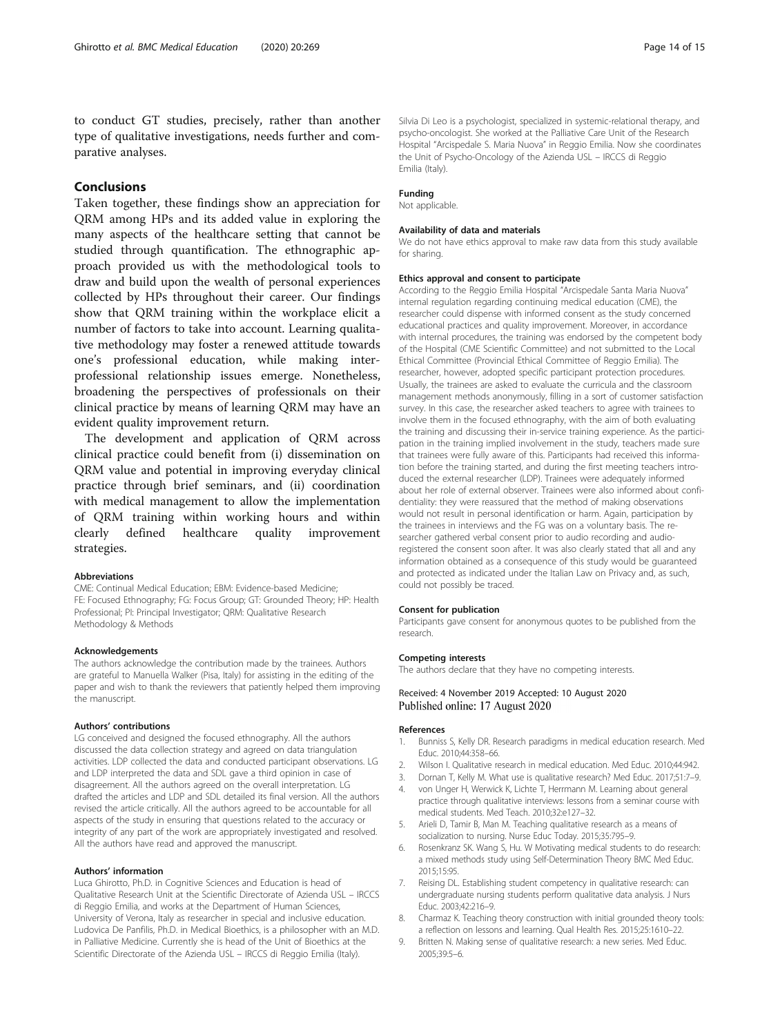to conduct GT studies, precisely, rather than another type of qualitative investigations, needs further and comparative analyses.

## Conclusions

Taken together, these findings show an appreciation for QRM among HPs and its added value in exploring the many aspects of the healthcare setting that cannot be studied through quantification. The ethnographic approach provided us with the methodological tools to draw and build upon the wealth of personal experiences collected by HPs throughout their career. Our findings show that QRM training within the workplace elicit a number of factors to take into account. Learning qualitative methodology may foster a renewed attitude towards one's professional education, while making interprofessional relationship issues emerge. Nonetheless, broadening the perspectives of professionals on their clinical practice by means of learning QRM may have an evident quality improvement return.

The development and application of QRM across clinical practice could benefit from (i) dissemination on QRM value and potential in improving everyday clinical practice through brief seminars, and (ii) coordination with medical management to allow the implementation of QRM training within working hours and within clearly defined healthcare quality improvement strategies.

#### Abbreviations

CME: Continual Medical Education; EBM: Evidence-based Medicine; FE: Focused Ethnography; FG: Focus Group; GT: Grounded Theory; HP: Health Professional; PI: Principal Investigator; QRM: Qualitative Research Methodology & Methods

#### Acknowledgements

The authors acknowledge the contribution made by the trainees. Authors are grateful to Manuella Walker (Pisa, Italy) for assisting in the editing of the paper and wish to thank the reviewers that patiently helped them improving the manuscript.

#### Authors' contributions

LG conceived and designed the focused ethnography. All the authors discussed the data collection strategy and agreed on data triangulation activities. LDP collected the data and conducted participant observations. LG and LDP interpreted the data and SDL gave a third opinion in case of disagreement. All the authors agreed on the overall interpretation. LG drafted the articles and LDP and SDL detailed its final version. All the authors revised the article critically. All the authors agreed to be accountable for all aspects of the study in ensuring that questions related to the accuracy or integrity of any part of the work are appropriately investigated and resolved. All the authors have read and approved the manuscript.

#### Authors' information

Luca Ghirotto, Ph.D. in Cognitive Sciences and Education is head of Qualitative Research Unit at the Scientific Directorate of Azienda USL – IRCCS di Reggio Emilia, and works at the Department of Human Sciences, University of Verona, Italy as researcher in special and inclusive education. Ludovica De Panfilis, Ph.D. in Medical Bioethics, is a philosopher with an M.D. in Palliative Medicine. Currently she is head of the Unit of Bioethics at the Scientific Directorate of the Azienda USL – IRCCS di Reggio Emilia (Italy).

Silvia Di Leo is a psychologist, specialized in systemic-relational therapy, and psycho-oncologist. She worked at the Palliative Care Unit of the Research Hospital "Arcispedale S. Maria Nuova" in Reggio Emilia. Now she coordinates the Unit of Psycho-Oncology of the Azienda USL – IRCCS di Reggio Emilia (Italy).

#### Funding

Not applicable.

#### Availability of data and materials

We do not have ethics approval to make raw data from this study available for sharing.

#### Ethics approval and consent to participate

According to the Reggio Emilia Hospital "Arcispedale Santa Maria Nuova" internal regulation regarding continuing medical education (CME), the researcher could dispense with informed consent as the study concerned educational practices and quality improvement. Moreover, in accordance with internal procedures, the training was endorsed by the competent body of the Hospital (CME Scientific Committee) and not submitted to the Local Ethical Committee (Provincial Ethical Committee of Reggio Emilia). The researcher, however, adopted specific participant protection procedures. Usually, the trainees are asked to evaluate the curricula and the classroom management methods anonymously, filling in a sort of customer satisfaction survey. In this case, the researcher asked teachers to agree with trainees to involve them in the focused ethnography, with the aim of both evaluating the training and discussing their in-service training experience. As the participation in the training implied involvement in the study, teachers made sure that trainees were fully aware of this. Participants had received this information before the training started, and during the first meeting teachers introduced the external researcher (LDP). Trainees were adequately informed about her role of external observer. Trainees were also informed about confidentiality: they were reassured that the method of making observations would not result in personal identification or harm. Again, participation by the trainees in interviews and the FG was on a voluntary basis. The researcher gathered verbal consent prior to audio recording and audio-registered the consent soon after. It was also clearly stated that all and any information obtained as a consequence of this study would be guaranteed and protected as indicated under the Italian Law on Privacy and, as such, could not possibly be traced.

#### Consent for publication

Participants gave consent for anonymous quotes to be published from the research.

#### Competing interests

The authors declare that they have no competing interests.

Received: 4 November 2019 Accepted: 10 August 2020
Published online: 17 August 2020

#### References

1. Bunniss S, Kelly DR. Research paradigms in medical education research. Med Educ. 2010;44:358–66.
2. Wilson I. Qualitative research in medical education. Med Educ. 2010;44:942.
3. Dornan T, Kelly M. What use is qualitative research? Med Educ. 2017;51:7–9.
4. von Unger H, Werwick K, Lichte T, Herrmann M. Learning about general practice through qualitative interviews: lessons from a seminar course with medical students. Med Teach. 2010;32:e127–32.
5. Arieli D, Tamir B, Man M. Teaching qualitative research as a means of socialization to nursing. Nurse Educ Today. 2015;35:795–9.
6. Rosenkranz SK. Wang S, Hu. W Motivating medical students to do research: a mixed methods study using Self-Determination Theory BMC Med Educ. 2015;15:95.
7. Reising DL. Establishing student competency in qualitative research: can undergraduate nursing students perform qualitative data analysis. J Nurs Educ. 2003;42:216–9.
8. Charmaz K. Teaching theory construction with initial grounded theory tools: a reflection on lessons and learning. Qual Health Res. 2015;25:1610–22.
9. Britten N. Making sense of qualitative research: a new series. Med Educ. 2005;39:5–6.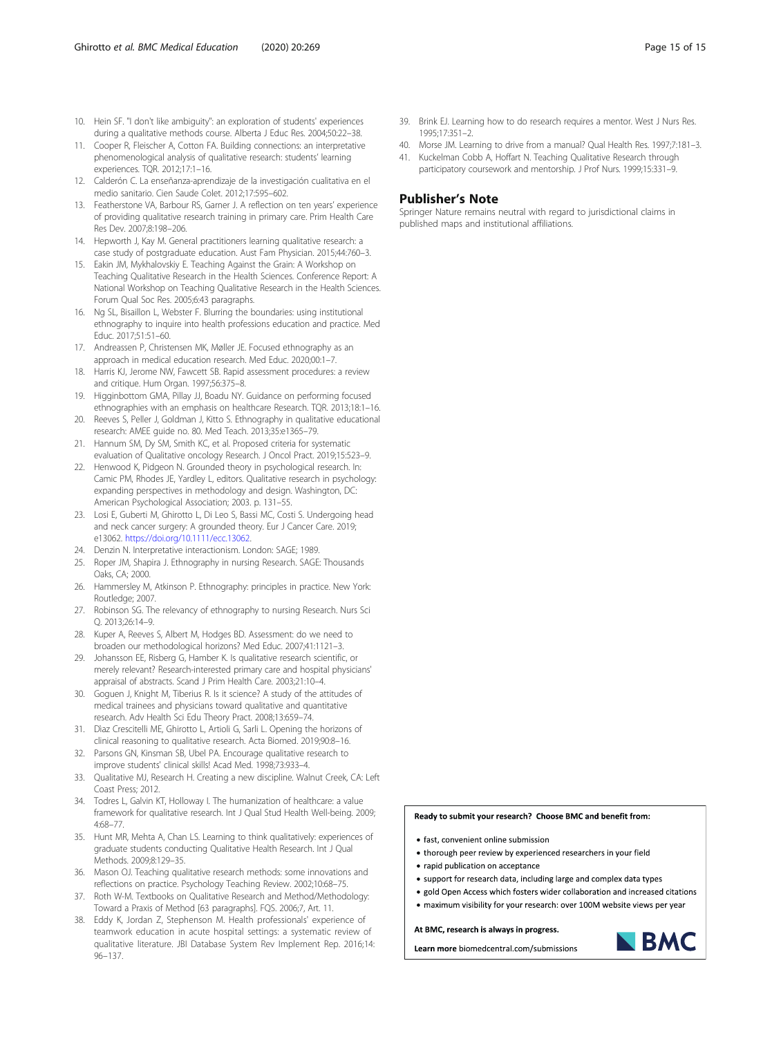10. Hein SF. "I don't like ambiguity": an exploration of students' experiences during a qualitative methods course. Alberta J Educ Res. 2004;50:22–38.
11. Cooper R, Fleischer A, Cotton FA. Building connections: an interpretative phenomenological analysis of qualitative research: students' learning experiences. TQR. 2012;17:1–16.
12. Calderón C. La enseñanza-aprendizaje de la investigación cualitativa en el medio sanitario. Cien Saude Colet. 2012;17:595–602.
13. Featherstone VA, Barbour RS, Garner J. A reflection on ten years' experience of providing qualitative research training in primary care. Prim Health Care Res Dev. 2007;8:198–206.
14. Hepworth J, Kay M. General practitioners learning qualitative research: a case study of postgraduate education. Aust Fam Physician. 2015;44:760–3.
15. Eakin JM, Mykhalovskiy E. Teaching Against the Grain: A Workshop on Teaching Qualitative Research in the Health Sciences. Conference Report: A National Workshop on Teaching Qualitative Research in the Health Sciences. Forum Qual Soc Res. 2005;6:43 paragraphs.
16. Ng SL, Bisaillon L, Webster F. Blurring the boundaries: using institutional ethnography to inquire into health professions education and practice. Med Educ. 2017;51:51–60.
17. Andreassen P, Christensen MK, Møller JE. Focused ethnography as an approach in medical education research. Med Educ. 2020;00:1–7.
18. Harris KJ, Jerome NW, Fawcett SB. Rapid assessment procedures: a review and critique. Hum Organ. 1997;56:375–8.
19. Higginbottom GMA, Pillay JJ, Boadu NY. Guidance on performing focused ethnographies with an emphasis on healthcare Research. TQR. 2013;18:1–16.
20. Reeves S, Peller J, Goldman J, Kitto S. Ethnography in qualitative educational research: AMEE guide no. 80. Med Teach. 2013;35:e1365–79.
21. Hannum SM, Dy SM, Smith KC, et al. Proposed criteria for systematic evaluation of Qualitative oncology Research. J Oncol Pract. 2019;15:523–9.
22. Henwood K, Pidgeon N. Grounded theory in psychological research. In: Camic PM, Rhodes JE, Yardley L, editors. Qualitative research in psychology: expanding perspectives in methodology and design. Washington, DC: American Psychological Association; 2003. p. 131–55.
23. Losi E, Guberti M, Ghirotto L, Di Leo S, Bassi MC, Costi S. Undergoing head and neck cancer surgery: A grounded theory. Eur J Cancer Care. 2019; e13062. https://doi.org/10.1111/ecc.13062.
24. Denzin N. Interpretative interactionism. London: SAGE; 1989.
25. Roper JM, Shapira J. Ethnography in nursing Research. SAGE: Thousands Oaks, CA; 2000.
26. Hammersley M, Atkinson P. Ethnography: principles in practice. New York: Routledge; 2007.
27. Robinson SG. The relevancy of ethnography to nursing Research. Nurs Sci Q. 2013;26:14–9.
28. Kuper A, Reeves S, Albert M, Hodges BD. Assessment: do we need to broaden our methodological horizons? Med Educ. 2007;41:1121–3.
29. Johansson EE, Risberg G, Hamber K. Is qualitative research scientific, or merely relevant? Research-interested primary care and hospital physicians' appraisal of abstracts. Scand J Prim Health Care. 2003;21:10–4.
30. Goguen J, Knight M, Tiberius R. Is it science? A study of the attitudes of medical trainees and physicians toward qualitative and quantitative research. Adv Health Sci Edu Theory Pract. 2008;13:659–74.
31. Diaz Crescitelli ME, Ghirotto L, Artioli G, Sarli L. Opening the horizons of clinical reasoning to qualitative research. Acta Biomed. 2019;90:8–16.
32. Parsons GN, Kinsman SB, Ubel PA. Encourage qualitative research to improve students' clinical skills! Acad Med. 1998;73:933–4.
33. Qualitative MJ, Research H. Creating a new discipline. Walnut Creek, CA: Left Coast Press; 2012.
34. Todres L, Galvin KT, Holloway I. The humanization of healthcare: a value framework for qualitative research. Int J Qual Stud Health Well-being. 2009; 4:68–77.
35. Hunt MR, Mehta A, Chan LS. Learning to think qualitatively: experiences of graduate students conducting Qualitative Health Research. Int J Qual Methods. 2009;8:129–35.
36. Mason OJ. Teaching qualitative research methods: some innovations and reflections on practice. Psychology Teaching Review. 2002;10:68–75.
37. Roth W-M. Textbooks on Qualitative Research and Method/Methodology: Toward a Praxis of Method [63 paragraphs]. FQS. 2006;7, Art. 11.
38. Eddy K, Jordan Z, Stephenson M. Health professionals' experience of teamwork education in acute hospital settings: a systematic review of qualitative literature. JBI Database System Rev Implement Rep. 2016;14: 96–137.
39. Brink EJ. Learning how to do research requires a mentor. West J Nurs Res. 1995;17:351–2.
40. Morse JM. Learning to drive from a manual? Qual Health Res. 1997;7:181–3.
41. Kuckelman Cobb A, Hoffart N. Teaching Qualitative Research through participatory coursework and mentorship. J Prof Nurs. 1999;15:331–9.

## Publisher's Note

Springer Nature remains neutral with regard to jurisdictional claims in published maps and institutional affiliations.

**Ready to submit your research? Choose BMC and benefit from:**

- fast, convenient online submission
- thorough peer review by experienced researchers in your field
- rapid publication on acceptance
- support for research data, including large and complex data types
- gold Open Access which fosters wider collaboration and increased citations
- maximum visibility for your research: over 100M website views per year

**At BMC, research is always in progress.**

**Learn more** biomedcentral.com/submissions

BMC